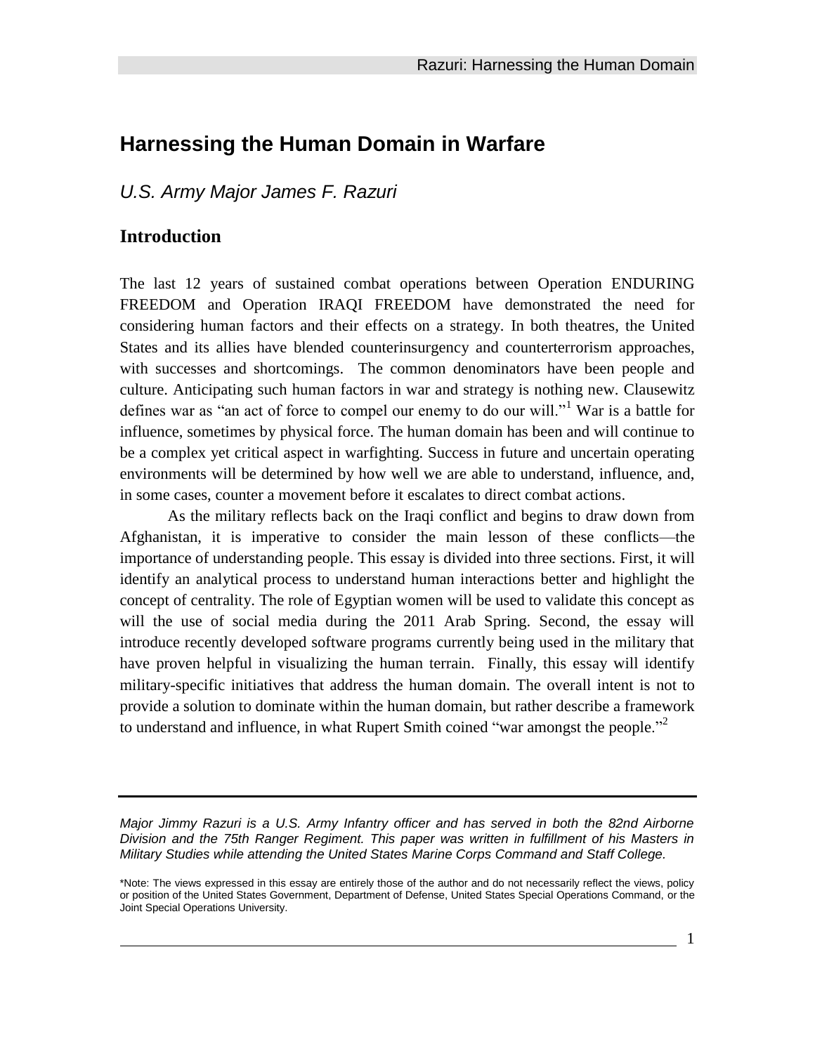# Harnessing the Human Domain in Warfare

*U.S. Army Major James F. Razuri*

## Introduction

The last 12 years of sustained combat operations between Operation ENDURING FREEDOM and Operation IRAQI FREEDOM have demonstrated the need for considering human factors and their effects on a strategy. In both theatres, the United States and its allies have blended counterinsurgency and counterterrorism approaches, with successes and shortcomings. The common denominators have been people and culture. Anticipating such human factors in war and strategy is nothing new. Clausewitz defines war as "an act of force to compel our enemy to do our will."[1] War is a battle for influence, sometimes by physical force. The human domain has been and will continue to be a complex yet critical aspect in warfighting. Success in future and uncertain operating environments will be determined by how well we are able to understand, influence, and, in some cases, counter a movement before it escalates to direct combat actions.

As the military reflects back on the Iraqi conflict and begins to draw down from Afghanistan, it is imperative to consider the main lesson of these conflicts—the importance of understanding people. This essay is divided into three sections. First, it will identify an analytical process to understand human interactions better and highlight the concept of centrality. The role of Egyptian women will be used to validate this concept as will the use of social media during the 2011 Arab Spring. Second, the essay will introduce recently developed software programs currently being used in the military that have proven helpful in visualizing the human terrain. Finally, this essay will identify military-specific initiatives that address the human domain. The overall intent is not to provide a solution to dominate within the human domain, but rather describe a framework to understand and influence, in what Rupert Smith coined "war amongst the people."[2]

---

*Major Jimmy Razuri is a U.S. Army Infantry officer and has served in both the 82nd Airborne Division and the 75th Ranger Regiment. This paper was written in fulfillment of his Masters in Military Studies while attending the United States Marine Corps Command and Staff College.*

*Note: The views expressed in this essay are entirely those of the author and do not necessarily reflect the views, policy or position of the United States Government, Department of Defense, United States Special Operations Command, or the Joint Special Operations University.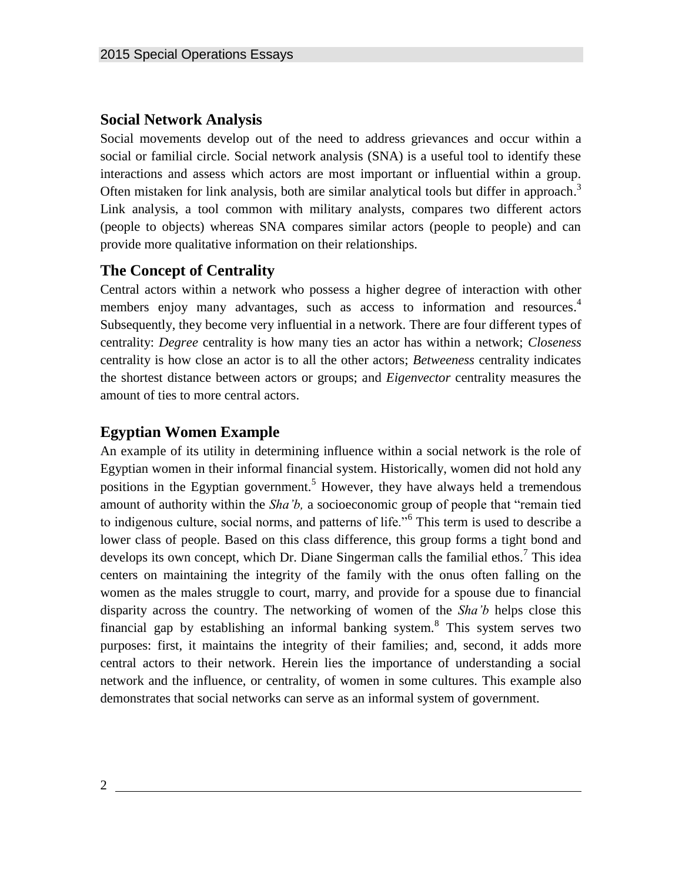## Social Network Analysis

Social movements develop out of the need to address grievances and occur within a social or familial circle. Social network analysis (SNA) is a useful tool to identify these interactions and assess which actors are most important or influential within a group. Often mistaken for link analysis, both are similar analytical tools but differ in approach.[3] Link analysis, a tool common with military analysts, compares two different actors (people to objects) whereas SNA compares similar actors (people to people) and can provide more qualitative information on their relationships.

## The Concept of Centrality

Central actors within a network who possess a higher degree of interaction with other members enjoy many advantages, such as access to information and resources.[4] Subsequently, they become very influential in a network. There are four different types of centrality: *Degree* centrality is how many ties an actor has within a network; *Closeness* centrality is how close an actor is to all the other actors; *Betweeness* centrality indicates the shortest distance between actors or groups; and *Eigenvector* centrality measures the amount of ties to more central actors.

## Egyptian Women Example

An example of its utility in determining influence within a social network is the role of Egyptian women in their informal financial system. Historically, women did not hold any positions in the Egyptian government.[5] However, they have always held a tremendous amount of authority within the *Sha'b,* a socioeconomic group of people that "remain tied to indigenous culture, social norms, and patterns of life."[6] This term is used to describe a lower class of people. Based on this class difference, this group forms a tight bond and develops its own concept, which Dr. Diane Singerman calls the familial ethos.[7] This idea centers on maintaining the integrity of the family with the onus often falling on the women as the males struggle to court, marry, and provide for a spouse due to financial disparity across the country. The networking of women of the *Sha'b* helps close this financial gap by establishing an informal banking system.[8] This system serves two purposes: first, it maintains the integrity of their families; and, second, it adds more central actors to their network. Herein lies the importance of understanding a social network and the influence, or centrality, of women in some cultures. This example also demonstrates that social networks can serve as an informal system of government.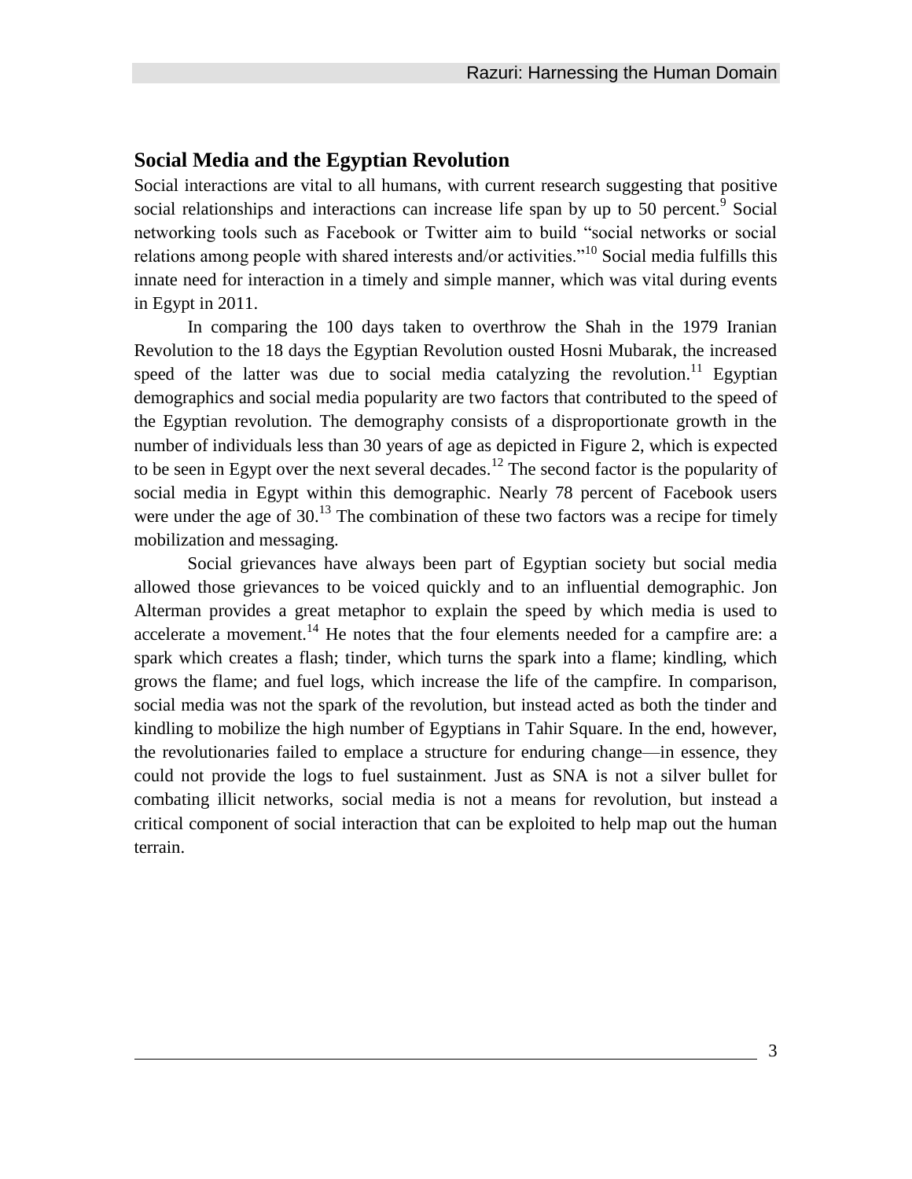## Social Media and the Egyptian Revolution

Social interactions are vital to all humans, with current research suggesting that positive social relationships and interactions can increase life span by up to 50 percent.[9] Social networking tools such as Facebook or Twitter aim to build "social networks or social relations among people with shared interests and/or activities."[10] Social media fulfills this innate need for interaction in a timely and simple manner, which was vital during events in Egypt in 2011.

In comparing the 100 days taken to overthrow the Shah in the 1979 Iranian Revolution to the 18 days the Egyptian Revolution ousted Hosni Mubarak, the increased speed of the latter was due to social media catalyzing the revolution.[11] Egyptian demographics and social media popularity are two factors that contributed to the speed of the Egyptian revolution. The demography consists of a disproportionate growth in the number of individuals less than 30 years of age as depicted in Figure 2, which is expected to be seen in Egypt over the next several decades.[12] The second factor is the popularity of social media in Egypt within this demographic. Nearly 78 percent of Facebook users were under the age of 30.[13] The combination of these two factors was a recipe for timely mobilization and messaging.

Social grievances have always been part of Egyptian society but social media allowed those grievances to be voiced quickly and to an influential demographic. Jon Alterman provides a great metaphor to explain the speed by which media is used to accelerate a movement.[14] He notes that the four elements needed for a campfire are: a spark which creates a flash; tinder, which turns the spark into a flame; kindling, which grows the flame; and fuel logs, which increase the life of the campfire. In comparison, social media was not the spark of the revolution, but instead acted as both the tinder and kindling to mobilize the high number of Egyptians in Tahir Square. In the end, however, the revolutionaries failed to emplace a structure for enduring change—in essence, they could not provide the logs to fuel sustainment. Just as SNA is not a silver bullet for combating illicit networks, social media is not a means for revolution, but instead a critical component of social interaction that can be exploited to help map out the human terrain.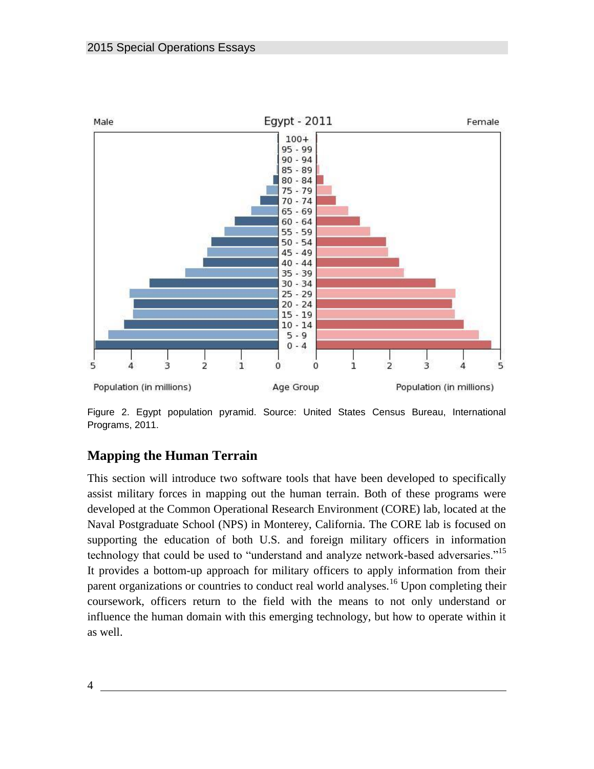Figure 2. Egypt population pyramid. Source: United States Census Bureau, International Programs, 2011.

## Mapping the Human Terrain

This section will introduce two software tools that have been developed to specifically assist military forces in mapping out the human terrain. Both of these programs were developed at the Common Operational Research Environment (CORE) lab, located at the Naval Postgraduate School (NPS) in Monterey, California. The CORE lab is focused on supporting the education of both U.S. and foreign military officers in information technology that could be used to "understand and analyze network-based adversaries."[15] It provides a bottom-up approach for military officers to apply information from their parent organizations or countries to conduct real world analyses.[16] Upon completing their coursework, officers return to the field with the means to not only understand or influence the human domain with this emerging technology, but how to operate within it as well.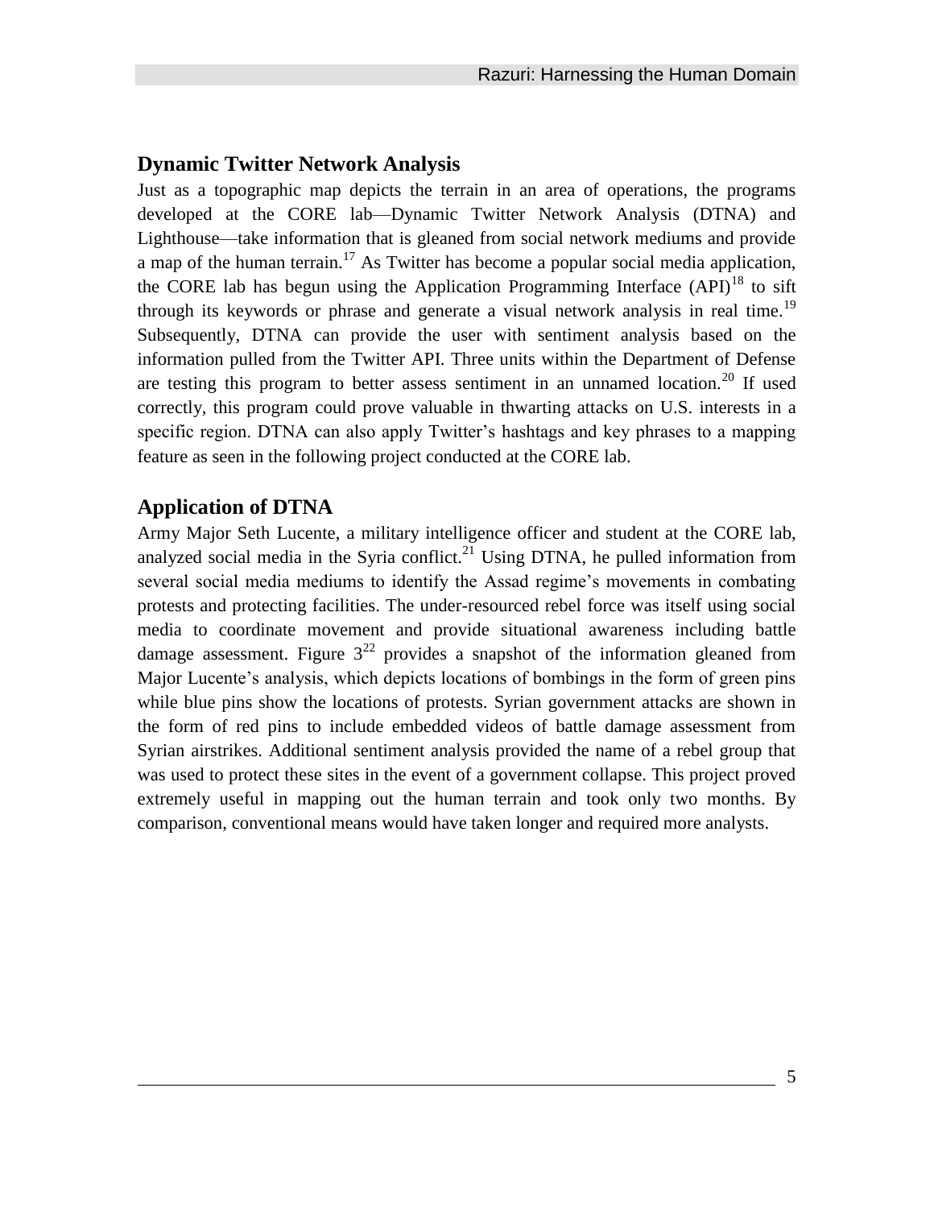## Dynamic Twitter Network Analysis

Just as a topographic map depicts the terrain in an area of operations, the programs developed at the CORE lab—Dynamic Twitter Network Analysis (DTNA) and Lighthouse—take information that is gleaned from social network mediums and provide a map of the human terrain.[17] As Twitter has become a popular social media application, the CORE lab has begun using the Application Programming Interface (API)[18] to sift through its keywords or phrase and generate a visual network analysis in real time.[19] Subsequently, DTNA can provide the user with sentiment analysis based on the information pulled from the Twitter API. Three units within the Department of Defense are testing this program to better assess sentiment in an unnamed location.[20] If used correctly, this program could prove valuable in thwarting attacks on U.S. interests in a specific region. DTNA can also apply Twitter's hashtags and key phrases to a mapping feature as seen in the following project conducted at the CORE lab.

## Application of DTNA

Army Major Seth Lucente, a military intelligence officer and student at the CORE lab, analyzed social media in the Syria conflict.[21] Using DTNA, he pulled information from several social media mediums to identify the Assad regime's movements in combating protests and protecting facilities. The under-resourced rebel force was itself using social media to coordinate movement and provide situational awareness including battle damage assessment. Figure 3[22] provides a snapshot of the information gleaned from Major Lucente's analysis, which depicts locations of bombings in the form of green pins while blue pins show the locations of protests. Syrian government attacks are shown in the form of red pins to include embedded videos of battle damage assessment from Syrian airstrikes. Additional sentiment analysis provided the name of a rebel group that was used to protect these sites in the event of a government collapse. This project proved extremely useful in mapping out the human terrain and took only two months. By comparison, conventional means would have taken longer and required more analysts.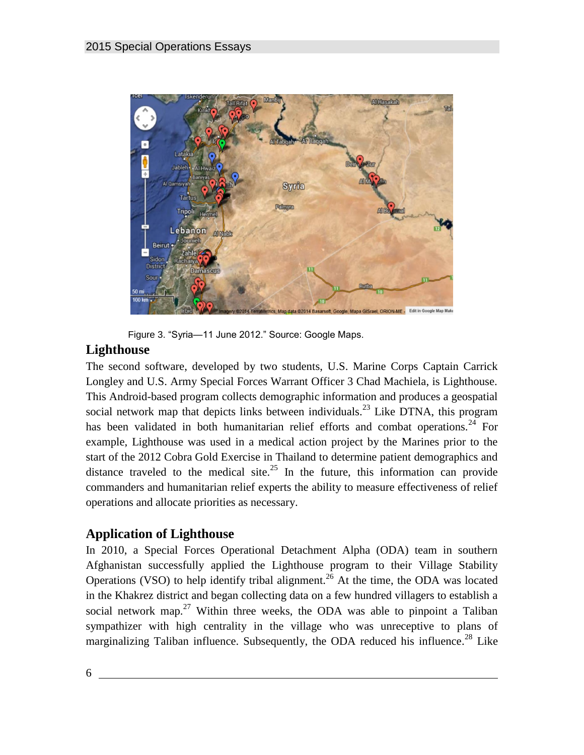Figure 3. "Syria—11 June 2012." Source: Google Maps.

## Lighthouse

The second software, developed by two students, U.S. Marine Corps Captain Carrick Longley and U.S. Army Special Forces Warrant Officer 3 Chad Machiela, is Lighthouse. This Android-based program collects demographic information and produces a geospatial social network map that depicts links between individuals.[23] Like DTNA, this program has been validated in both humanitarian relief efforts and combat operations.[24] For example, Lighthouse was used in a medical action project by the Marines prior to the start of the 2012 Cobra Gold Exercise in Thailand to determine patient demographics and distance traveled to the medical site.[25] In the future, this information can provide commanders and humanitarian relief experts the ability to measure effectiveness of relief operations and allocate priorities as necessary.

## Application of Lighthouse

In 2010, a Special Forces Operational Detachment Alpha (ODA) team in southern Afghanistan successfully applied the Lighthouse program to their Village Stability Operations (VSO) to help identify tribal alignment.[26] At the time, the ODA was located in the Khakrez district and began collecting data on a few hundred villagers to establish a social network map.[27] Within three weeks, the ODA was able to pinpoint a Taliban sympathizer with high centrality in the village who was unreceptive to plans of marginalizing Taliban influence. Subsequently, the ODA reduced his influence.[28] Like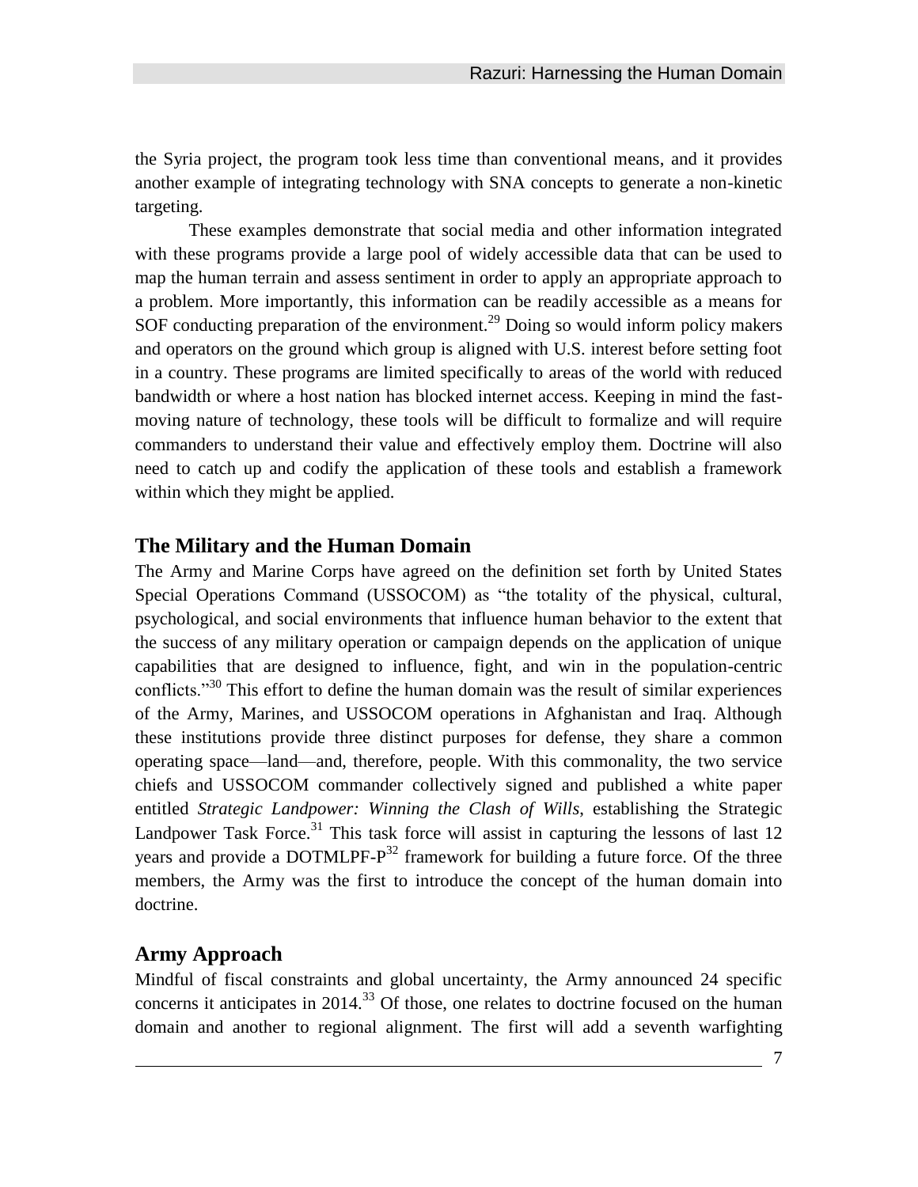the Syria project, the program took less time than conventional means, and it provides another example of integrating technology with SNA concepts to generate a non-kinetic targeting.

These examples demonstrate that social media and other information integrated with these programs provide a large pool of widely accessible data that can be used to map the human terrain and assess sentiment in order to apply an appropriate approach to a problem. More importantly, this information can be readily accessible as a means for SOF conducting preparation of the environment.[29] Doing so would inform policy makers and operators on the ground which group is aligned with U.S. interest before setting foot in a country. These programs are limited specifically to areas of the world with reduced bandwidth or where a host nation has blocked internet access. Keeping in mind the fast-moving nature of technology, these tools will be difficult to formalize and will require commanders to understand their value and effectively employ them. Doctrine will also need to catch up and codify the application of these tools and establish a framework within which they might be applied.

## The Military and the Human Domain

The Army and Marine Corps have agreed on the definition set forth by United States Special Operations Command (USSOCOM) as "the totality of the physical, cultural, psychological, and social environments that influence human behavior to the extent that the success of any military operation or campaign depends on the application of unique capabilities that are designed to influence, fight, and win in the population-centric conflicts."[30] This effort to define the human domain was the result of similar experiences of the Army, Marines, and USSOCOM operations in Afghanistan and Iraq. Although these institutions provide three distinct purposes for defense, they share a common operating space—land—and, therefore, people. With this commonality, the two service chiefs and USSOCOM commander collectively signed and published a white paper entitled *Strategic Landpower: Winning the Clash of Wills*, establishing the Strategic Landpower Task Force.[31] This task force will assist in capturing the lessons of last 12 years and provide a DOTMLPF-P[32] framework for building a future force. Of the three members, the Army was the first to introduce the concept of the human domain into doctrine.

## Army Approach

Mindful of fiscal constraints and global uncertainty, the Army announced 24 specific concerns it anticipates in 2014.[33] Of those, one relates to doctrine focused on the human domain and another to regional alignment. The first will add a seventh warfighting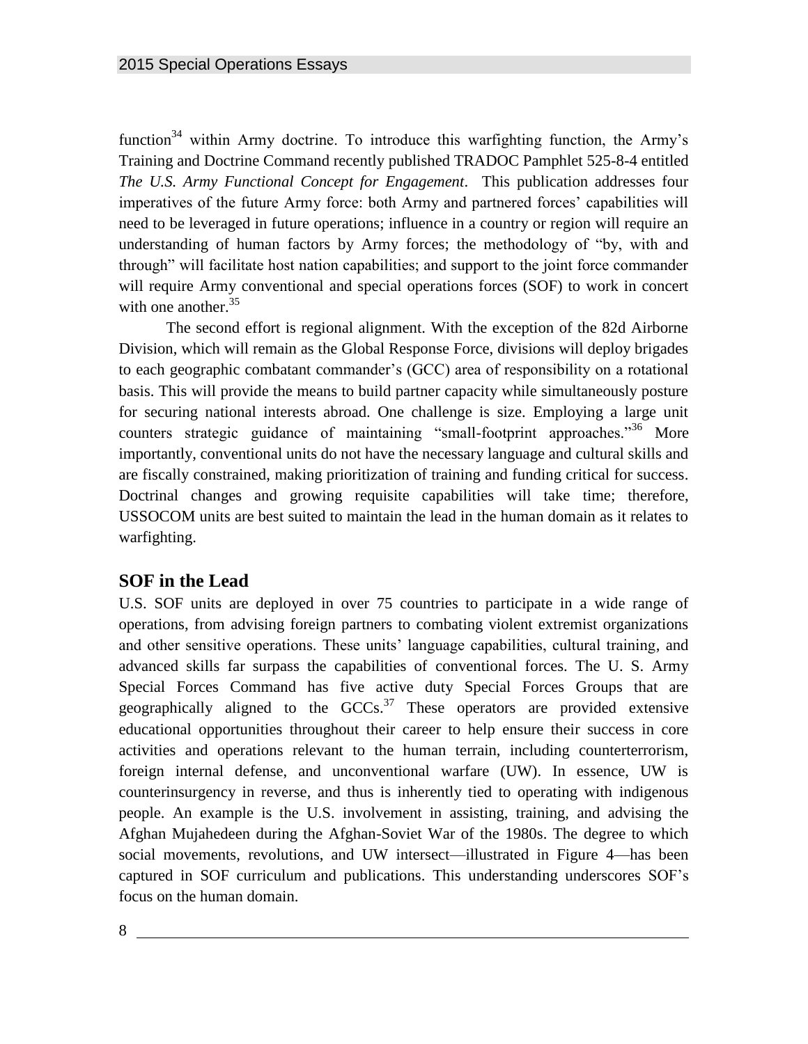function[34] within Army doctrine. To introduce this warfighting function, the Army's Training and Doctrine Command recently published TRADOC Pamphlet 525-8-4 entitled *The U.S. Army Functional Concept for Engagement*. This publication addresses four imperatives of the future Army force: both Army and partnered forces' capabilities will need to be leveraged in future operations; influence in a country or region will require an understanding of human factors by Army forces; the methodology of "by, with and through" will facilitate host nation capabilities; and support to the joint force commander will require Army conventional and special operations forces (SOF) to work in concert with one another.[35]

The second effort is regional alignment. With the exception of the 82d Airborne Division, which will remain as the Global Response Force, divisions will deploy brigades to each geographic combatant commander's (GCC) area of responsibility on a rotational basis. This will provide the means to build partner capacity while simultaneously posture for securing national interests abroad. One challenge is size. Employing a large unit counters strategic guidance of maintaining "small-footprint approaches."[36] More importantly, conventional units do not have the necessary language and cultural skills and are fiscally constrained, making prioritization of training and funding critical for success. Doctrinal changes and growing requisite capabilities will take time; therefore, USSOCOM units are best suited to maintain the lead in the human domain as it relates to warfighting.

## SOF in the Lead

U.S. SOF units are deployed in over 75 countries to participate in a wide range of operations, from advising foreign partners to combating violent extremist organizations and other sensitive operations. These units' language capabilities, cultural training, and advanced skills far surpass the capabilities of conventional forces. The U. S. Army Special Forces Command has five active duty Special Forces Groups that are geographically aligned to the GCCs.[37] These operators are provided extensive educational opportunities throughout their career to help ensure their success in core activities and operations relevant to the human terrain, including counterterrorism, foreign internal defense, and unconventional warfare (UW). In essence, UW is counterinsurgency in reverse, and thus is inherently tied to operating with indigenous people. An example is the U.S. involvement in assisting, training, and advising the Afghan Mujahedeen during the Afghan-Soviet War of the 1980s. The degree to which social movements, revolutions, and UW intersect—illustrated in Figure 4—has been captured in SOF curriculum and publications. This understanding underscores SOF's focus on the human domain.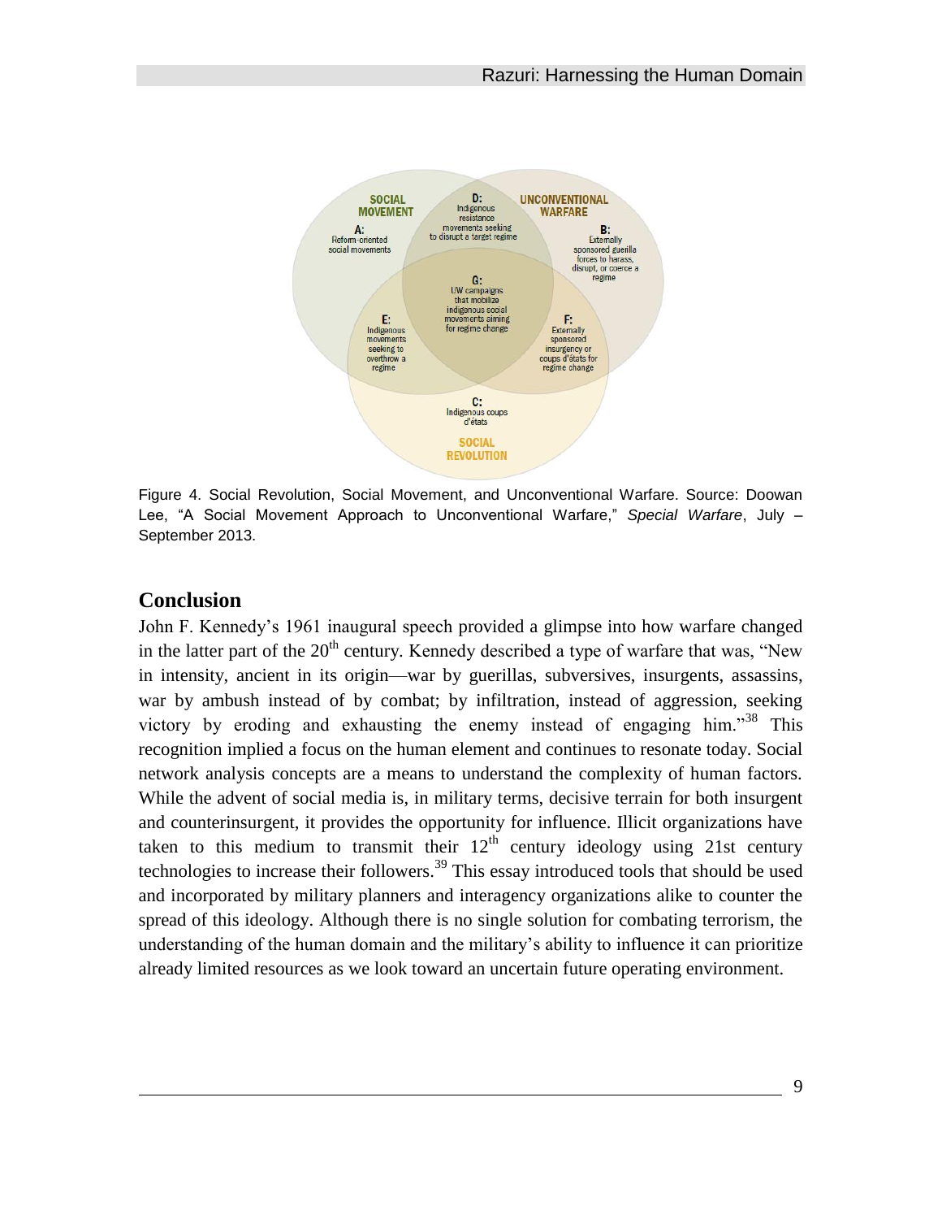Figure 4. Social Revolution, Social Movement, and Unconventional Warfare. Source: Doowan Lee, "A Social Movement Approach to Unconventional Warfare," *Special Warfare*, July – September 2013.

## Conclusion

John F. Kennedy's 1961 inaugural speech provided a glimpse into how warfare changed in the latter part of the 20th century. Kennedy described a type of warfare that was, "New in intensity, ancient in its origin—war by guerillas, subversives, insurgents, assassins, war by ambush instead of by combat; by infiltration, instead of aggression, seeking victory by eroding and exhausting the enemy instead of engaging him."[38] This recognition implied a focus on the human element and continues to resonate today. Social network analysis concepts are a means to understand the complexity of human factors. While the advent of social media is, in military terms, decisive terrain for both insurgent and counterinsurgent, it provides the opportunity for influence. Illicit organizations have taken to this medium to transmit their 12th century ideology using 21st century technologies to increase their followers.[39] This essay introduced tools that should be used and incorporated by military planners and interagency organizations alike to counter the spread of this ideology. Although there is no single solution for combating terrorism, the understanding of the human domain and the military's ability to influence it can prioritize already limited resources as we look toward an uncertain future operating environment.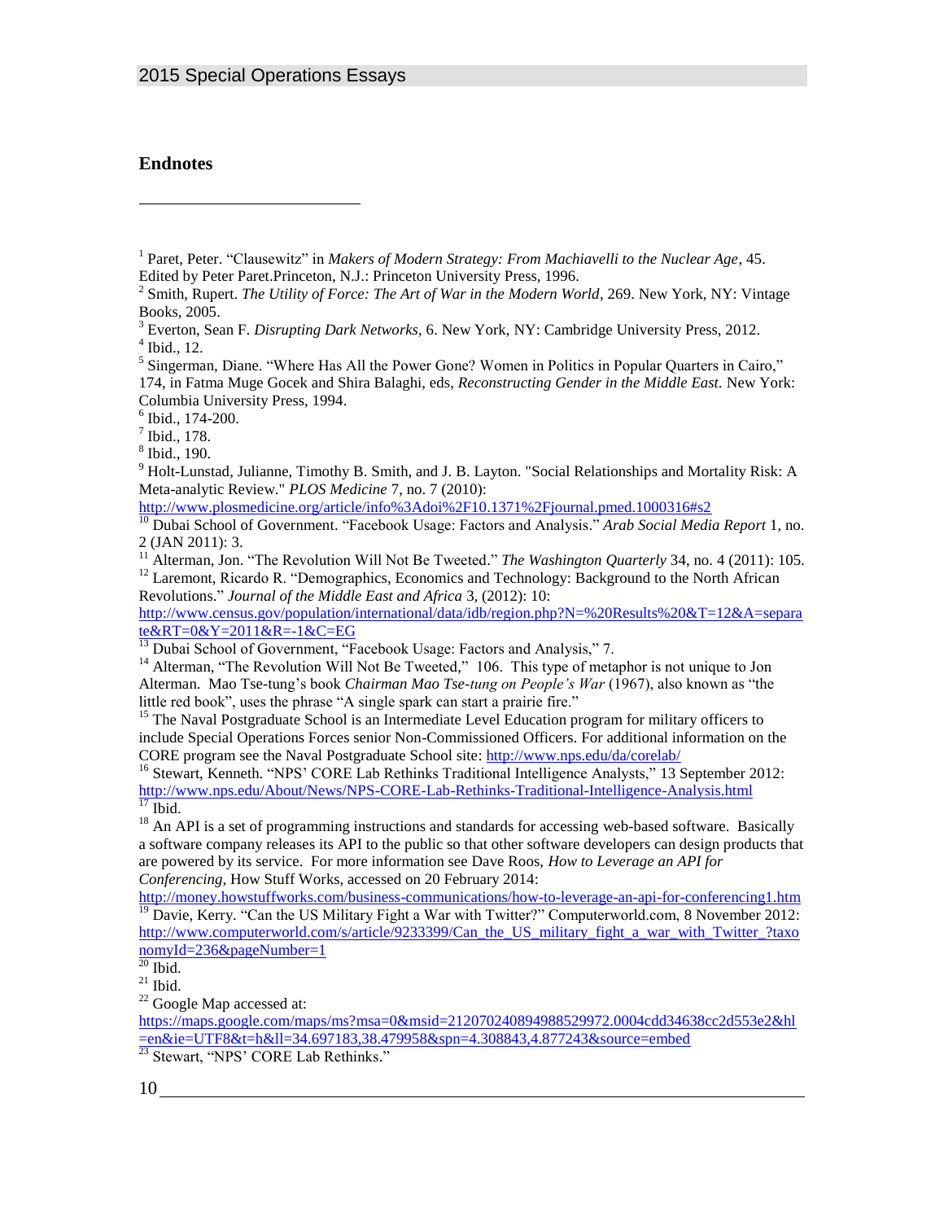## Endnotes

[1] Paret, Peter. "Clausewitz" in *Makers of Modern Strategy: From Machiavelli to the Nuclear Age*, 45. Edited by Peter Paret.Princeton, N.J.: Princeton University Press, 1996.

[2] Smith, Rupert. *The Utility of Force: The Art of War in the Modern World*, 269. New York, NY: Vintage Books, 2005.

[3] Everton, Sean F. *Disrupting Dark Networks*, 6. New York, NY: Cambridge University Press, 2012.

[4] Ibid., 12.

[5] Singerman, Diane. "Where Has All the Power Gone? Women in Politics in Popular Quarters in Cairo," 174, in Fatma Muge Gocek and Shira Balaghi, eds, *Reconstructing Gender in the Middle East*. New York: Columbia University Press, 1994.

[6] Ibid., 174-200.

[7] Ibid., 178.

[8] Ibid., 190.

[9] Holt-Lunstad, Julianne, Timothy B. Smith, and J. B. Layton. "Social Relationships and Mortality Risk: A Meta-analytic Review." *PLOS Medicine* 7, no. 7 (2010): http://www.plosmedicine.org/article/info%3Adoi%2F10.1371%2Fjournal.pmed.1000316#s2

[10] Dubai School of Government. "Facebook Usage: Factors and Analysis." *Arab Social Media Report* 1, no. 2 (JAN 2011): 3.

[11] Alterman, Jon. "The Revolution Will Not Be Tweeted." *The Washington Quarterly* 34, no. 4 (2011): 105.

[12] Laremont, Ricardo R. "Demographics, Economics and Technology: Background to the North African Revolutions." *Journal of the Middle East and Africa* 3, (2012): 10: http://www.census.gov/population/international/data/idb/region.php?N=%20Results%20&T=12&A=separate&RT=0&Y=2011&R=-1&C=EG

[13] Dubai School of Government, "Facebook Usage: Factors and Analysis," 7.

[14] Alterman, "The Revolution Will Not Be Tweeted," 106. This type of metaphor is not unique to Jon Alterman. Mao Tse-tung's book *Chairman Mao Tse-tung on People's War* (1967), also known as "the little red book", uses the phrase "A single spark can start a prairie fire."

[15] The Naval Postgraduate School is an Intermediate Level Education program for military officers to include Special Operations Forces senior Non-Commissioned Officers. For additional information on the CORE program see the Naval Postgraduate School site: http://www.nps.edu/da/corelab/

[16] Stewart, Kenneth. "NPS' CORE Lab Rethinks Traditional Intelligence Analysts," 13 September 2012: http://www.nps.edu/About/News/NPS-CORE-Lab-Rethinks-Traditional-Intelligence-Analysis.html

[17] Ibid.

[18] An API is a set of programming instructions and standards for accessing web-based software. Basically a software company releases its API to the public so that other software developers can design products that are powered by its service. For more information see Dave Roos, *How to Leverage an API for Conferencing*, How Stuff Works, accessed on 20 February 2014: http://money.howstuffworks.com/business-communications/how-to-leverage-an-api-for-conferencing1.htm

[19] Davie, Kerry. "Can the US Military Fight a War with Twitter?" Computerworld.com, 8 November 2012: http://www.computerworld.com/s/article/9233399/Can_the_US_military_fight_a_war_with_Twitter_?taxonomyId=236&pageNumber=1

[20] Ibid.

[21] Ibid.

[22] Google Map accessed at: https://maps.google.com/maps/ms?msa=0&msid=212070240894988529972.0004cdd34638cc2d553e2&hl=en&ie=UTF8&t=h&ll=34.697183,38.479958&spn=4.308843,4.877243&source=embed

[23] Stewart, "NPS' CORE Lab Rethinks."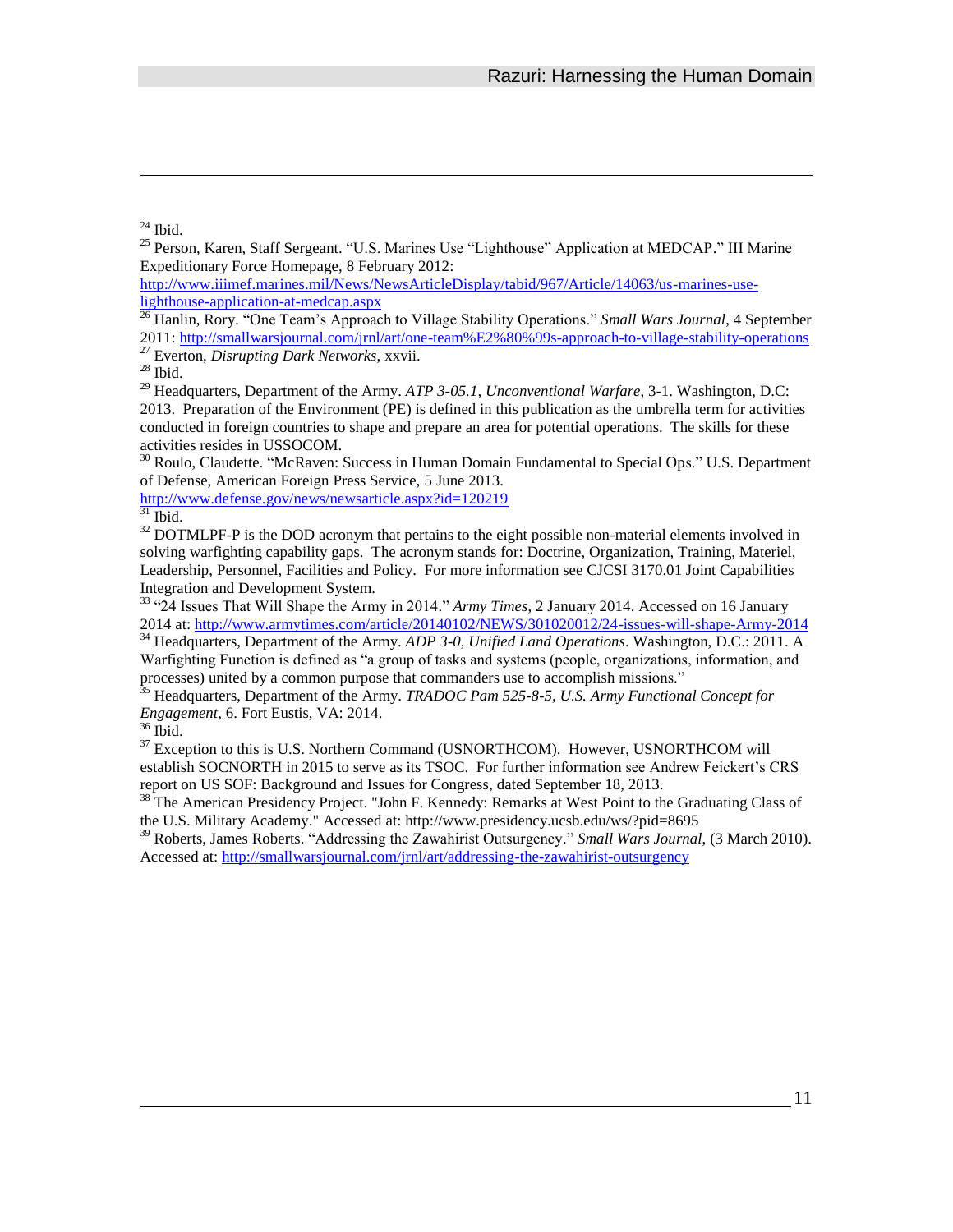[24] Ibid.

[25] Person, Karen, Staff Sergeant. "U.S. Marines Use "Lighthouse" Application at MEDCAP." III Marine Expeditionary Force Homepage, 8 February 2012: http://www.iiimef.marines.mil/News/NewsArticleDisplay/tabid/967/Article/14063/us-marines-use-lighthouse-application-at-medcap.aspx

[26] Hanlin, Rory. "One Team's Approach to Village Stability Operations." *Small Wars Journal*, 4 September 2011: http://smallwarsjournal.com/jrnl/art/one-team%E2%80%99s-approach-to-village-stability-operations

[27] Everton, *Disrupting Dark Networks*, xxvii.

[28] Ibid.

[29] Headquarters, Department of the Army. *ATP 3-05.1, Unconventional Warfare*, 3-1. Washington, D.C: 2013. Preparation of the Environment (PE) is defined in this publication as the umbrella term for activities conducted in foreign countries to shape and prepare an area for potential operations. The skills for these activities resides in USSOCOM.

[30] Roulo, Claudette. "McRaven: Success in Human Domain Fundamental to Special Ops." U.S. Department of Defense, American Foreign Press Service, 5 June 2013. http://www.defense.gov/news/newsarticle.aspx?id=120219

[31] Ibid.

[32] DOTMLPF-P is the DOD acronym that pertains to the eight possible non-material elements involved in solving warfighting capability gaps. The acronym stands for: Doctrine, Organization, Training, Materiel, Leadership, Personnel, Facilities and Policy. For more information see CJCSI 3170.01 Joint Capabilities Integration and Development System.

[33] "24 Issues That Will Shape the Army in 2014." *Army Times*, 2 January 2014. Accessed on 16 January 2014 at: http://www.armytimes.com/article/20140102/NEWS/301020012/24-issues-will-shape-Army-2014

[34] Headquarters, Department of the Army. *ADP 3-0, Unified Land Operations*. Washington, D.C.: 2011. A Warfighting Function is defined as "a group of tasks and systems (people, organizations, information, and processes) united by a common purpose that commanders use to accomplish missions."

[35] Headquarters, Department of the Army. *TRADOC Pam 525-8-5, U.S. Army Functional Concept for Engagement*, 6. Fort Eustis, VA: 2014.

[36] Ibid.

[37] Exception to this is U.S. Northern Command (USNORTHCOM). However, USNORTHCOM will establish SOCNORTH in 2015 to serve as its TSOC. For further information see Andrew Feickert's CRS report on US SOF: Background and Issues for Congress, dated September 18, 2013.

[38] The American Presidency Project. "John F. Kennedy: Remarks at West Point to the Graduating Class of the U.S. Military Academy." Accessed at: http://www.presidency.ucsb.edu/ws/?pid=8695

[39] Roberts, James Roberts. "Addressing the Zawahirist Outsurgency." *Small Wars Journal*, (3 March 2010). Accessed at: http://smallwarsjournal.com/jrnl/art/addressing-the-zawahirist-outsurgency